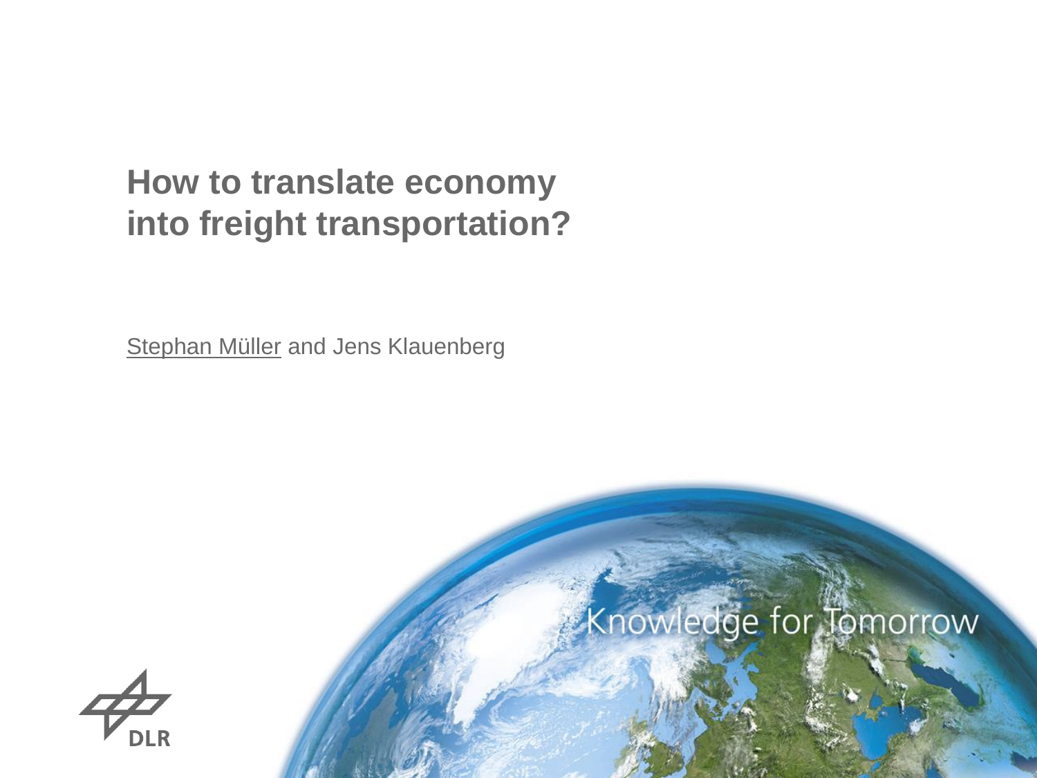# How to translate economy into freight transportation?

Stephan Müller and Jens Klauenberg

Knowledge for Tomorrow

DLR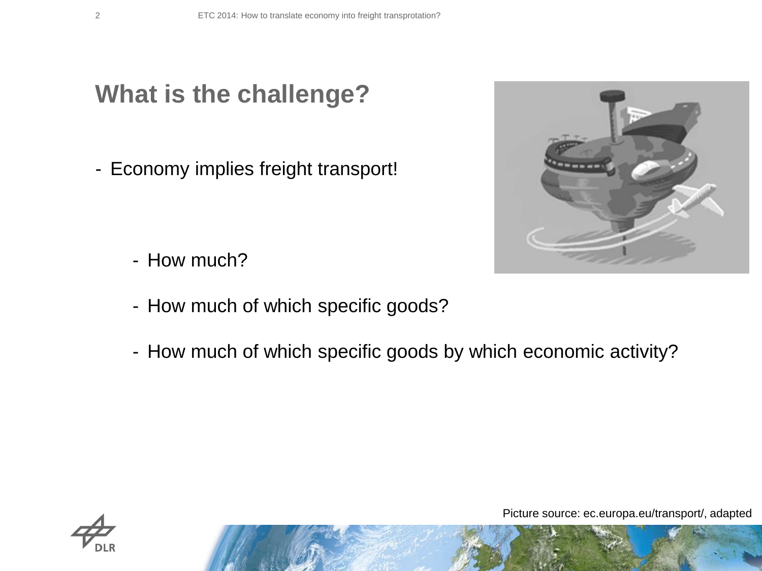# What is the challenge?

- Economy implies freight transport!
  - How much?
  - How much of which specific goods?
  - How much of which specific goods by which economic activity?

Picture source: ec.europa.eu/transport/, adapted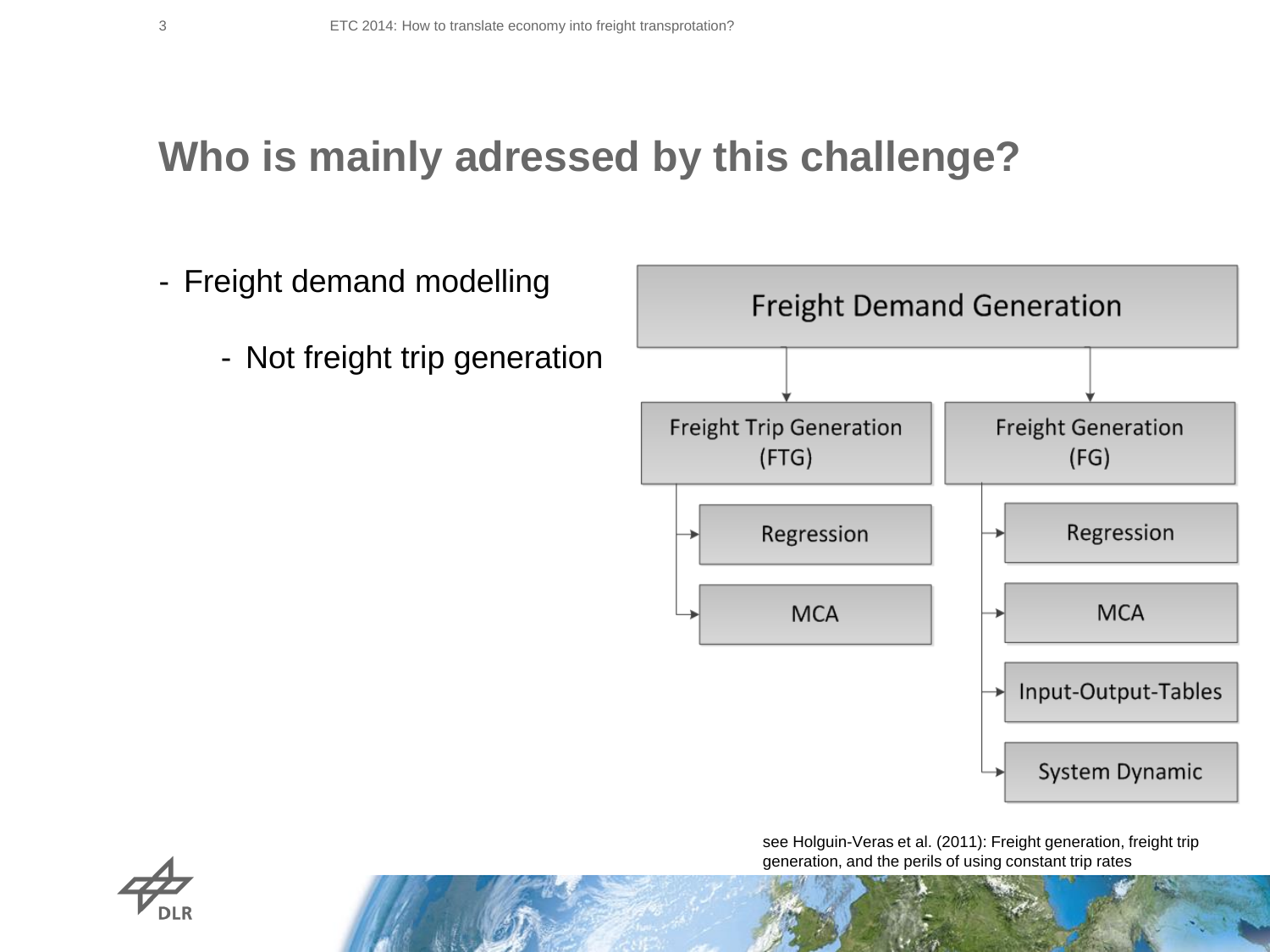# Who is mainly adressed by this challenge?

- Freight demand modelling
  - Not freight trip generation

Freight Demand Generation

- Freight Trip Generation (FTG)
  - Regression
  - MCA
- Freight Generation (FG)
  - Regression
  - MCA
  - Input-Output-Tables
  - System Dynamic

see Holguin-Veras et al. (2011): Freight generation, freight trip generation, and the perils of using constant trip rates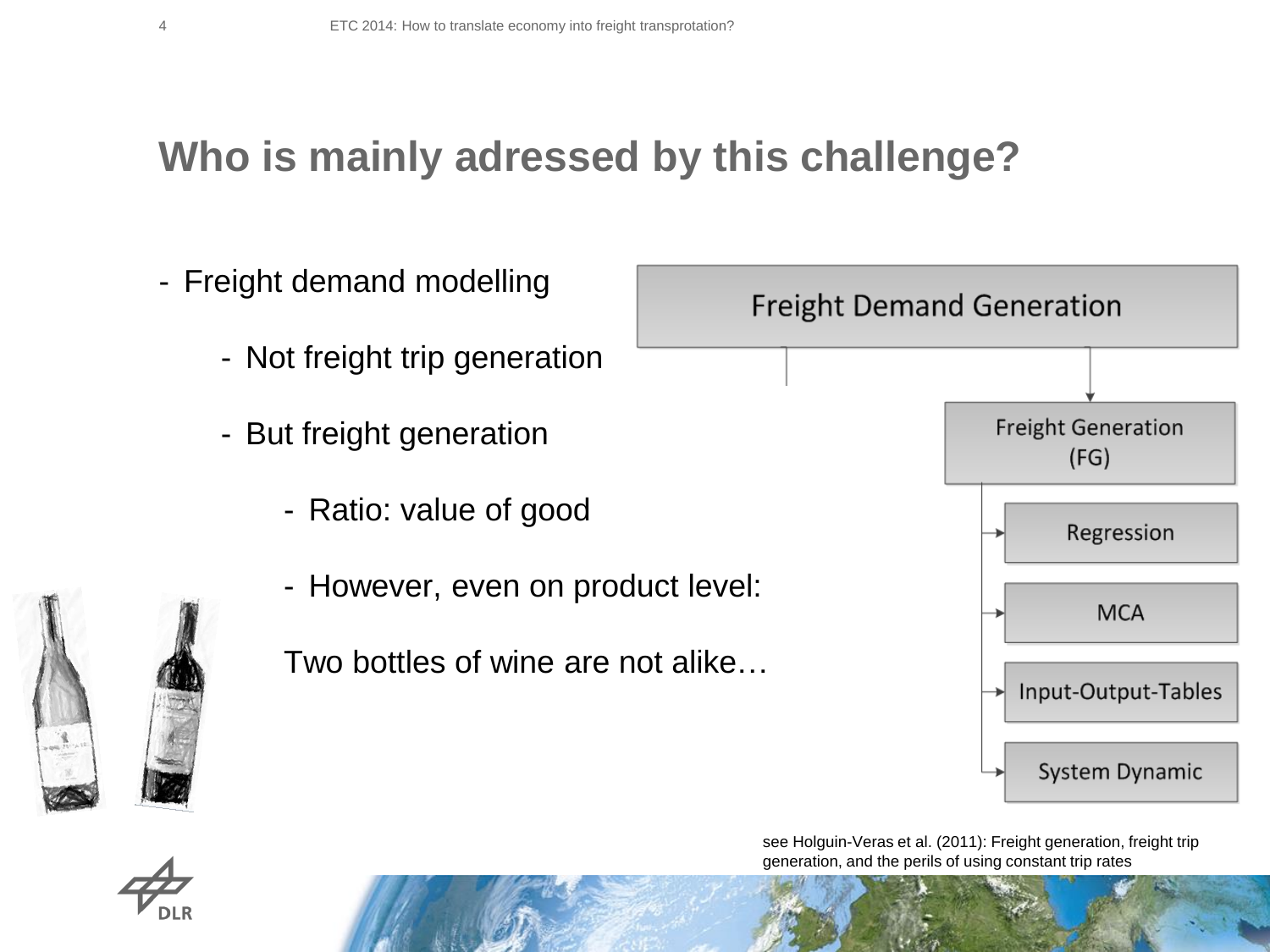# Who is mainly adressed by this challenge?

- Freight demand modelling
  - Not freight trip generation
  - But freight generation
    - Ratio: value of good
    - However, even on product level:

    Two bottles of wine are not alike…

Freight Demand Generation

- Freight Generation (FG)
  - Regression
  - MCA
  - Input-Output-Tables
  - System Dynamic

see Holguin-Veras et al. (2011): Freight generation, freight trip generation, and the perils of using constant trip rates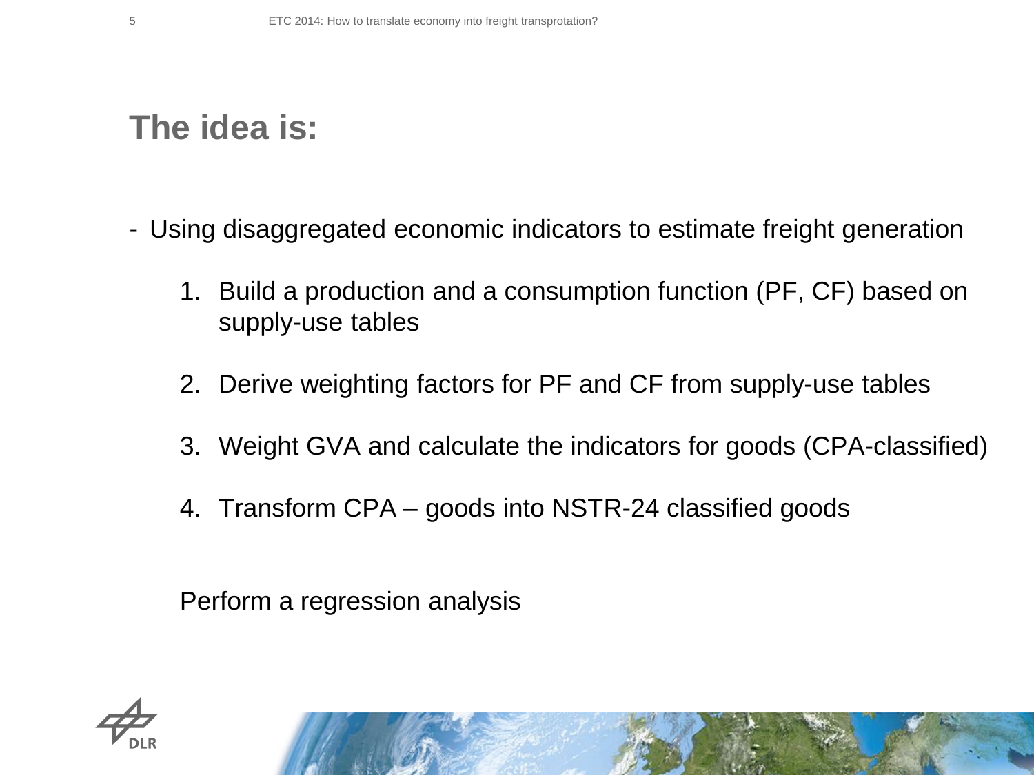# The idea is:

- Using disaggregated economic indicators to estimate freight generation

  1. Build a production and a consumption function (PF, CF) based on supply-use tables
  2. Derive weighting factors for PF and CF from supply-use tables
  3. Weight GVA and calculate the indicators for goods (CPA-classified)
  4. Transform CPA – goods into NSTR-24 classified goods

  Perform a regression analysis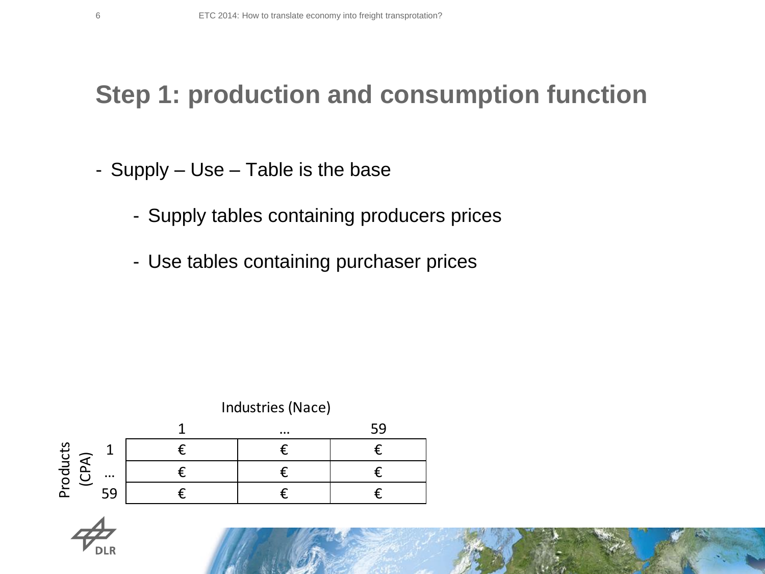# Step 1: production and consumption function

- Supply – Use – Table is the base
  - Supply tables containing producers prices
  - Use tables containing purchaser prices

| Products (CPA) \ Industries (Nace) | 1 | … | 59 |
|---|---|---|---|
| 1 | € | € | € |
| … | € | € | € |
| 59 | € | € | € |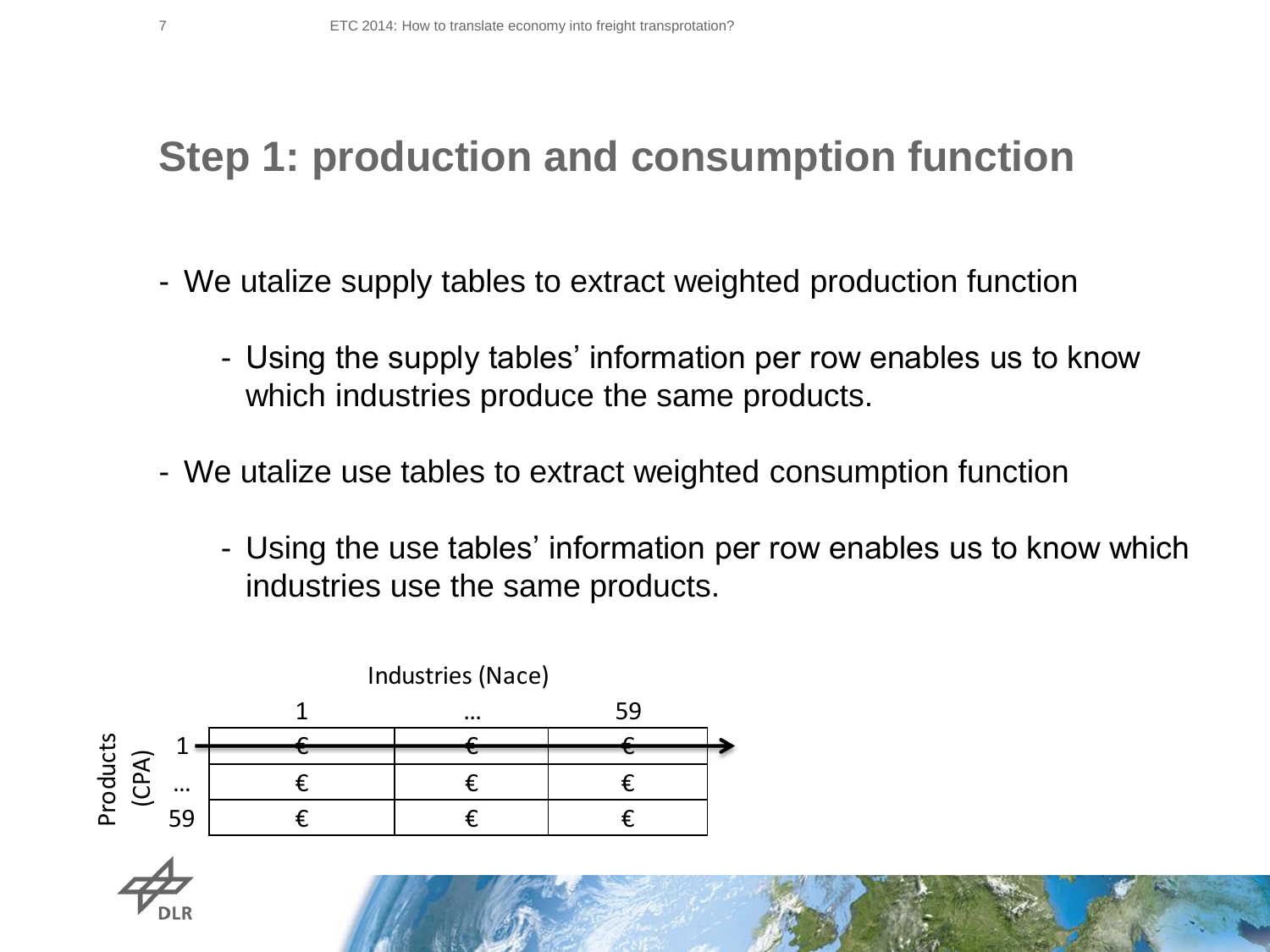# Step 1: production and consumption function

- We utalize supply tables to extract weighted production function
  - Using the supply tables' information per row enables us to know which industries produce the same products.
- We utalize use tables to extract weighted consumption function
  - Using the use tables' information per row enables us to know which industries use the same products.

| Products (CPA) \ Industries (Nace) | 1 | … | 59 |
|---|---|---|---|
| 1 | € | € | € |
| … | € | € | € |
| 59 | € | € | € |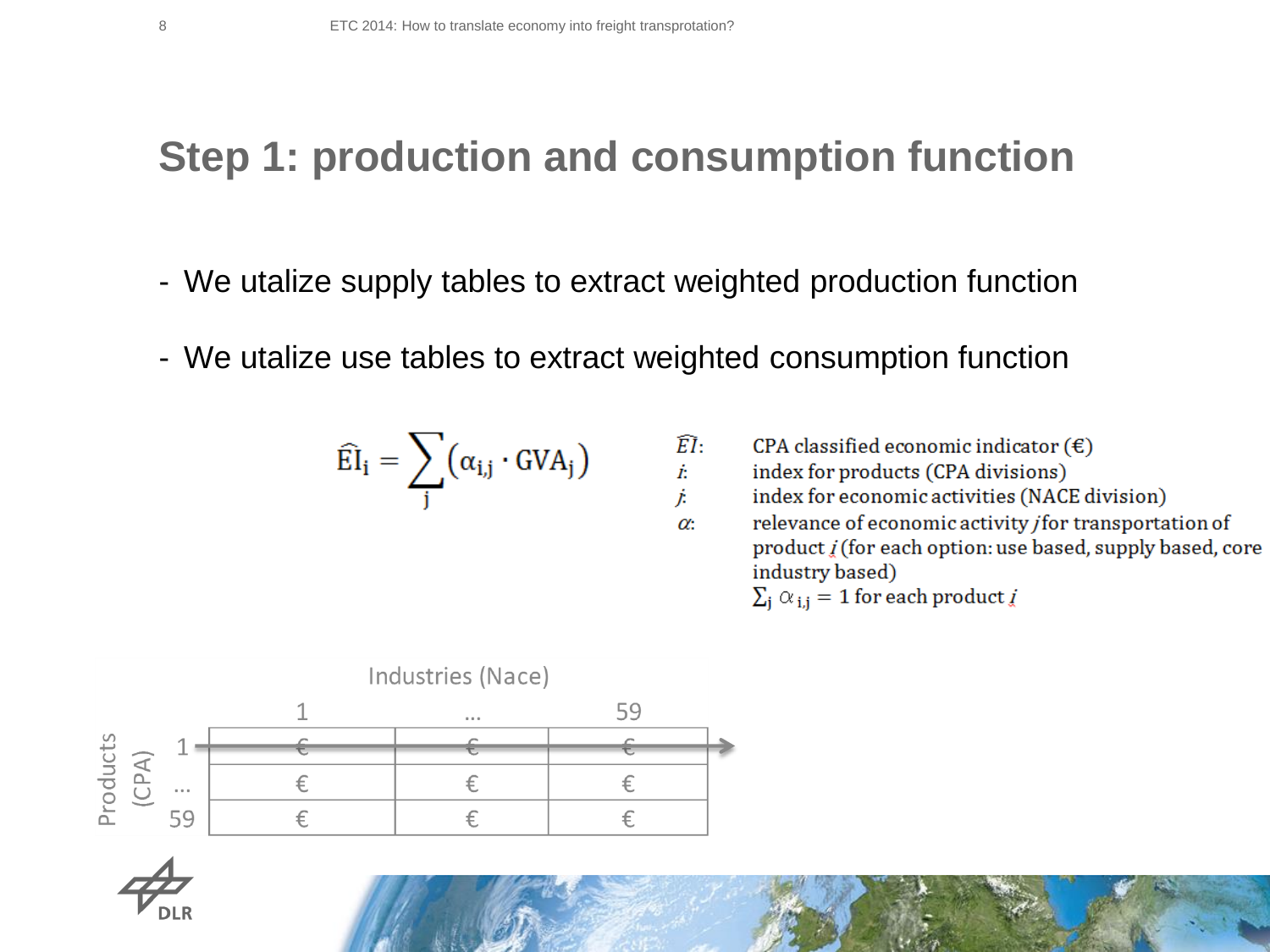# Step 1: production and consumption function

- We utalize supply tables to extract weighted production function
- We utalize use tables to extract weighted consumption function

$$\widehat{\mathrm{EI}}_{\mathrm{i}} = \sum_{\mathrm{j}} \left( \alpha_{\mathrm{i,j}} \cdot \mathrm{GVA}_{\mathrm{j}} \right)$$

- $\widehat{EI}$: CPA classified economic indicator (€)
- $i$: index for products (CPA divisions)
- $j$: index for economic activities (NACE division)
- $\alpha$: relevance of economic activity $j$ for transportation of product $i$ (for each option: use based, supply based, core industry based)
  $\sum_j \alpha_{i,j} = 1$ for each product $i$

| Products (CPA) | Industries (Nace) 1 | ... | 59 |
|---|---|---|---|
| 1 | € | € | € |
| ... | € | € | € |
| 59 | € | € | € |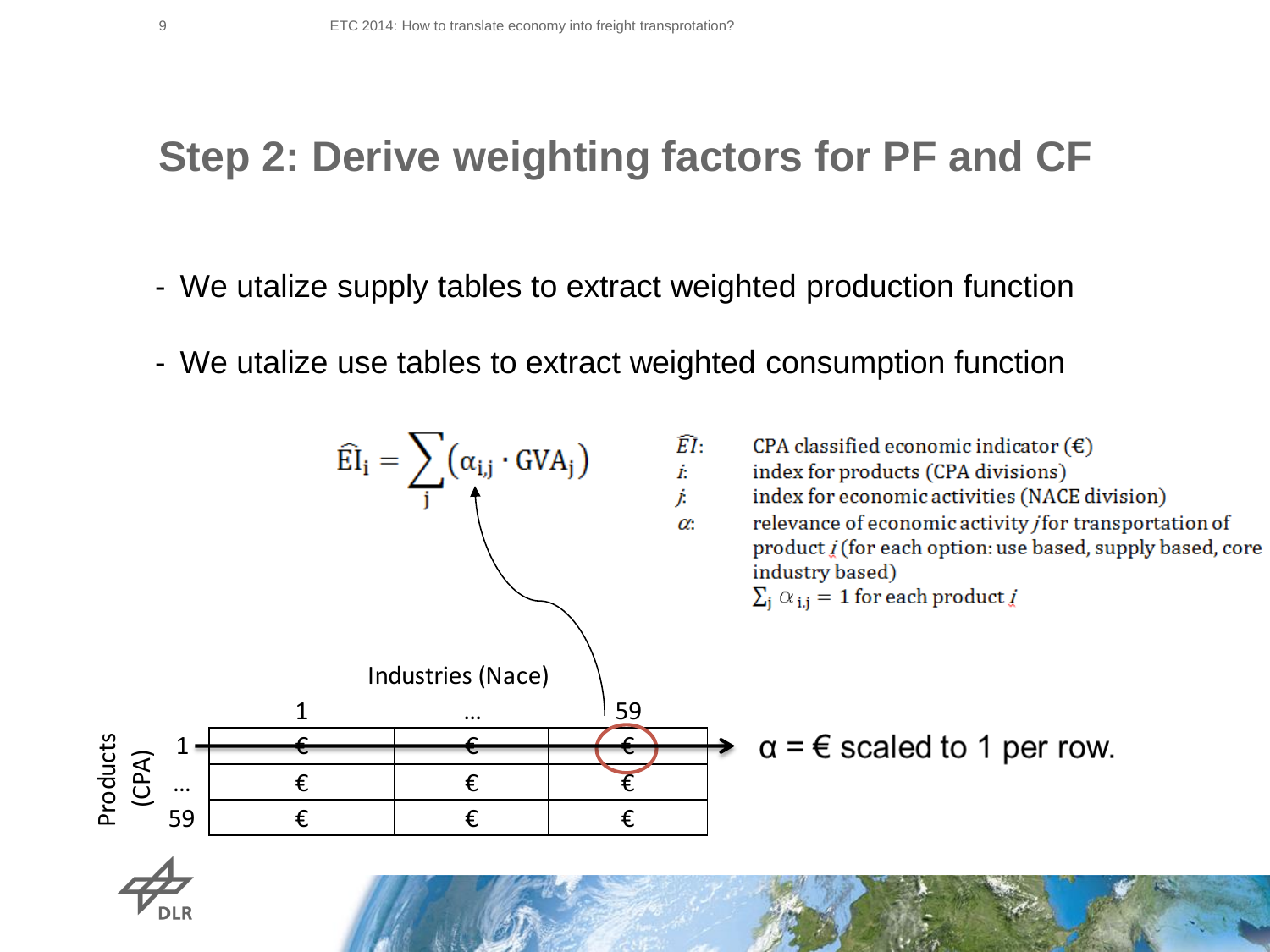# Step 2: Derive weighting factors for PF and CF

- We utalize supply tables to extract weighted production function
- We utalize use tables to extract weighted consumption function

$$\widehat{\mathrm{EI}}_{\mathrm{i}} = \sum_{\mathrm{j}} \left( \alpha_{\mathrm{i,j}} \cdot \mathrm{GVA}_{\mathrm{j}} \right)$$

- $\widehat{EI}$: CPA classified economic indicator (€)
- $i$: index for products (CPA divisions)
- $j$: index for economic activities (NACE division)
- $\alpha$: relevance of economic activity $j$ for transportation of product $i$ (for each option: use based, supply based, core industry based)

$\sum_j \alpha_{i,j} = 1$ for each product $i$

Industries (Nace)

| Products (CPA) | 1 | … | 59 |
|---|---|---|---|
| 1 | € | € | € |
| … | € | € | € |
| 59 | € | € | € |

α = € scaled to 1 per row.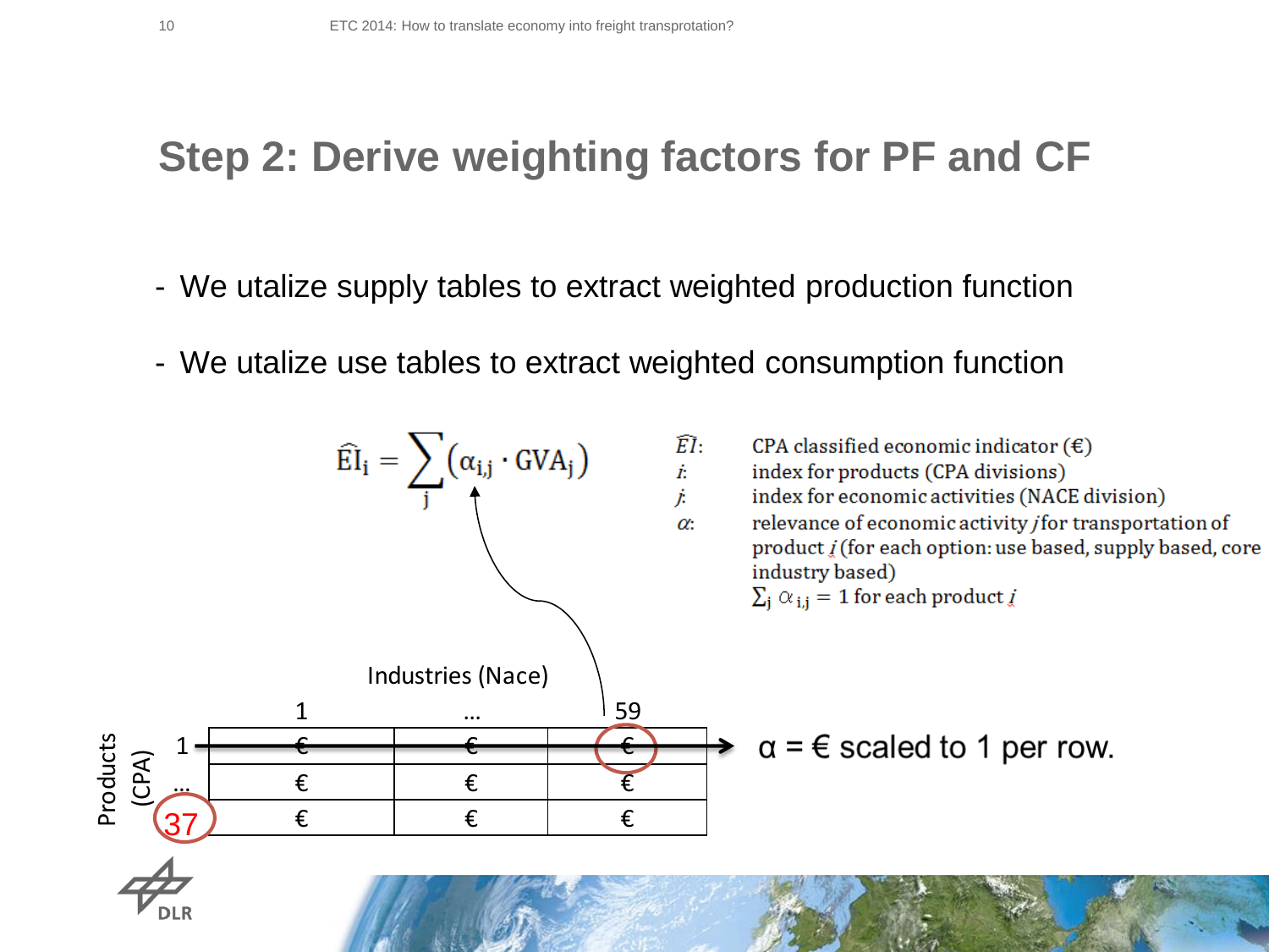# Step 2: Derive weighting factors for PF and CF

- We utalize supply tables to extract weighted production function
- We utalize use tables to extract weighted consumption function

$$\widehat{EI}_i = \sum_j (\alpha_{i,j} \cdot GVA_j)$$

- $\widehat{EI}$: CPA classified economic indicator (€)
- $i$: index for products (CPA divisions)
- $j$: index for economic activities (NACE division)
- $\alpha$: relevance of economic activity $j$ for transportation of product $i$ (for each option: use based, supply based, core industry based)
  $\sum_j \alpha_{i,j} = 1$ for each product $i$

Industries (Nace)

| Products (CPA) | 1 | … | 59 |
|---|---|---|---|
| 1 | € | € | € |
| … | € | € | € |
| 37 | € | € | € |

α = € scaled to 1 per row.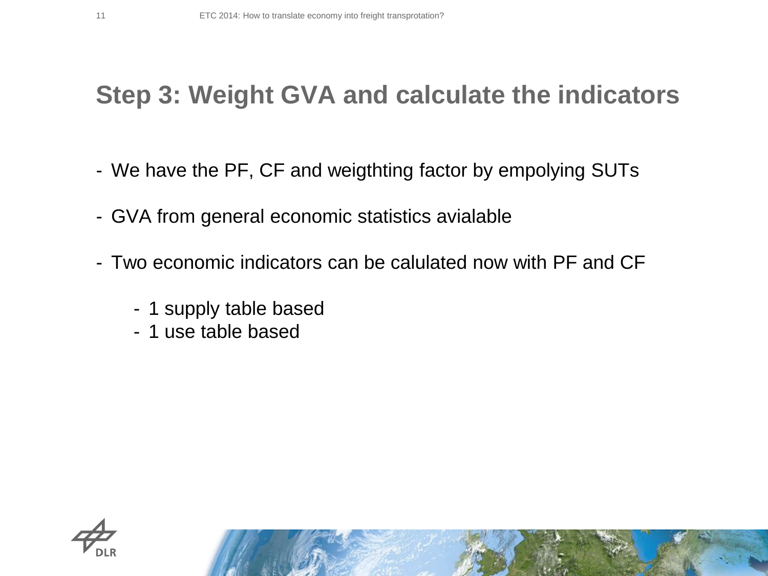# Step 3: Weight GVA and calculate the indicators

- We have the PF, CF and weigthting factor by empolying SUTs

- GVA from general economic statistics avialable

- Two economic indicators can be calulated now with PF and CF

  - 1 supply table based
  - 1 use table based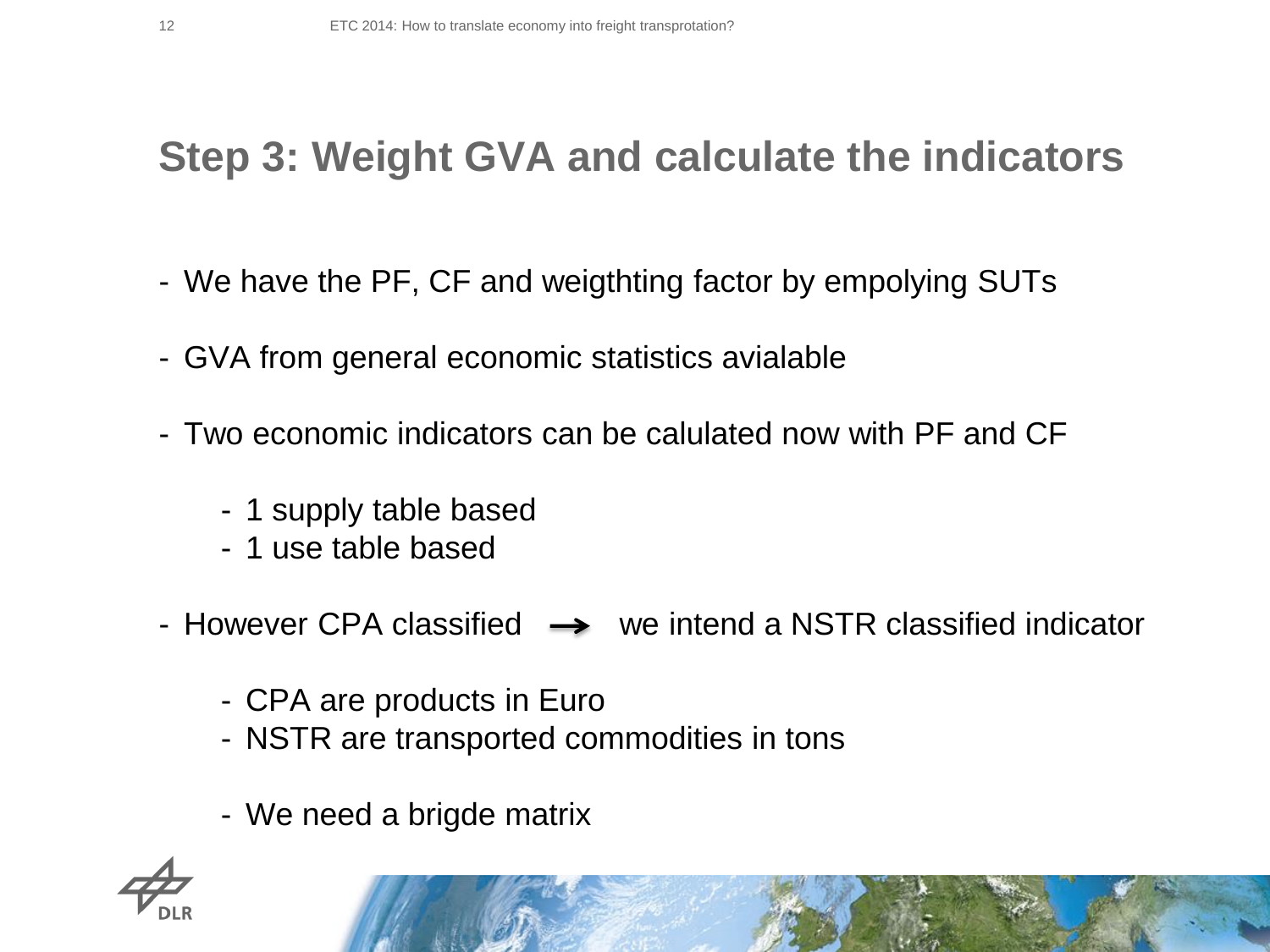# Step 3: Weight GVA and calculate the indicators

- We have the PF, CF and weigthting factor by empolying SUTs
- GVA from general economic statistics avialable
- Two economic indicators can be calulated now with PF and CF
  - 1 supply table based
  - 1 use table based
- However CPA classified → we intend a NSTR classified indicator
  - CPA are products in Euro
  - NSTR are transported commodities in tons
  - We need a brigde matrix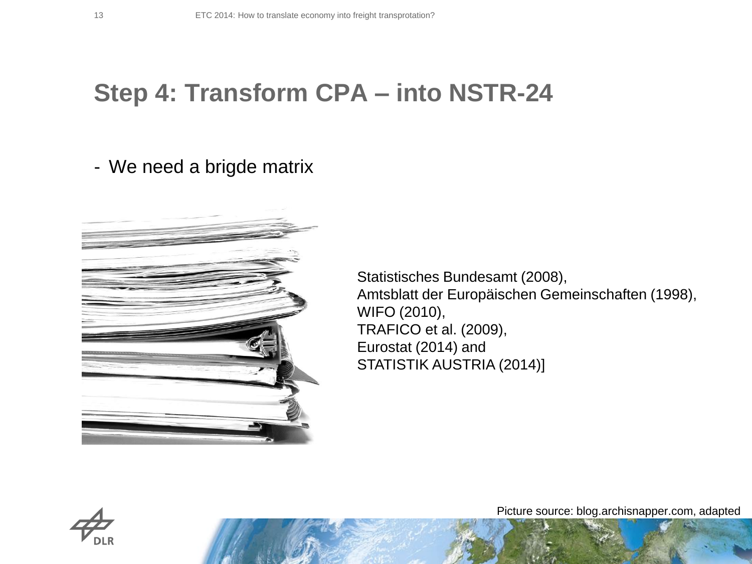# Step 4: Transform CPA – into NSTR-24

- We need a brigde matrix

Statistisches Bundesamt (2008),
Amtsblatt der Europäischen Gemeinschaften (1998),
WIFO (2010),
TRAFICO et al. (2009),
Eurostat (2014) and
STATISTIK AUSTRIA (2014)]

Picture source: blog.archisnapper.com, adapted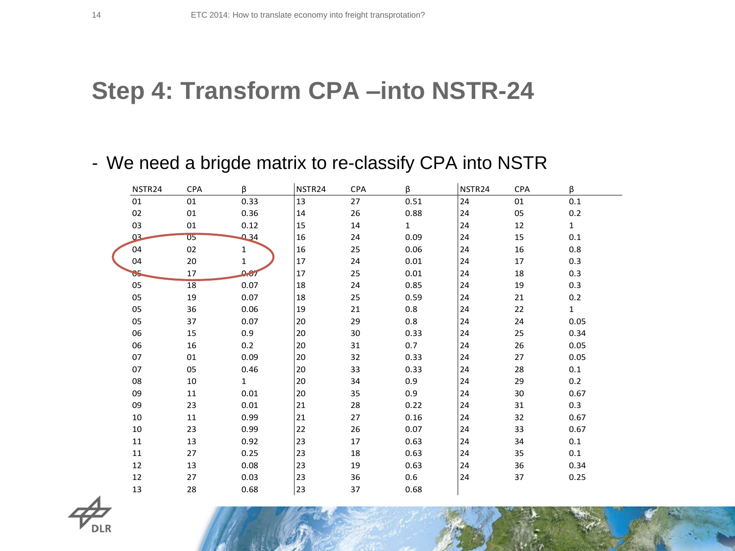# Step 4: Transform CPA –into NSTR-24

- We need a brigde matrix to re-classify CPA into NSTR

| NSTR24 | CPA | β | NSTR24 | CPA | β | NSTR24 | CPA | β |
|---|---|---|---|---|---|---|---|---|
| 01 | 01 | 0.33 | 13 | 27 | 0.51 | 24 | 01 | 0.1 |
| 02 | 01 | 0.36 | 14 | 26 | 0.88 | 24 | 05 | 0.2 |
| 03 | 01 | 0.12 | 15 | 14 | 1 | 24 | 12 | 1 |
| 03 | 05 | 0.34 | 16 | 24 | 0.09 | 24 | 15 | 0.1 |
| 04 | 02 | 1 | 16 | 25 | 0.06 | 24 | 16 | 0.8 |
| 04 | 20 | 1 | 17 | 24 | 0.01 | 24 | 17 | 0.3 |
| 05 | 17 | 0.07 | 17 | 25 | 0.01 | 24 | 18 | 0.3 |
| 05 | 18 | 0.07 | 18 | 24 | 0.85 | 24 | 19 | 0.3 |
| 05 | 19 | 0.07 | 18 | 25 | 0.59 | 24 | 21 | 0.2 |
| 05 | 36 | 0.06 | 19 | 21 | 0.8 | 24 | 22 | 1 |
| 05 | 37 | 0.07 | 20 | 29 | 0.8 | 24 | 24 | 0.05 |
| 06 | 15 | 0.9 | 20 | 30 | 0.33 | 24 | 25 | 0.34 |
| 06 | 16 | 0.2 | 20 | 31 | 0.7 | 24 | 26 | 0.05 |
| 07 | 01 | 0.09 | 20 | 32 | 0.33 | 24 | 27 | 0.05 |
| 07 | 05 | 0.46 | 20 | 33 | 0.33 | 24 | 28 | 0.1 |
| 08 | 10 | 1 | 20 | 34 | 0.9 | 24 | 29 | 0.2 |
| 09 | 11 | 0.01 | 20 | 35 | 0.9 | 24 | 30 | 0.67 |
| 09 | 23 | 0.01 | 21 | 28 | 0.22 | 24 | 31 | 0.3 |
| 10 | 11 | 0.99 | 21 | 27 | 0.16 | 24 | 32 | 0.67 |
| 10 | 23 | 0.99 | 22 | 26 | 0.07 | 24 | 33 | 0.67 |
| 11 | 13 | 0.92 | 23 | 17 | 0.63 | 24 | 34 | 0.1 |
| 11 | 27 | 0.25 | 23 | 18 | 0.63 | 24 | 35 | 0.1 |
| 12 | 13 | 0.08 | 23 | 19 | 0.63 | 24 | 36 | 0.34 |
| 12 | 27 | 0.03 | 23 | 36 | 0.6 | 24 | 37 | 0.25 |
| 13 | 28 | 0.68 | 23 | 37 | 0.68 | | | |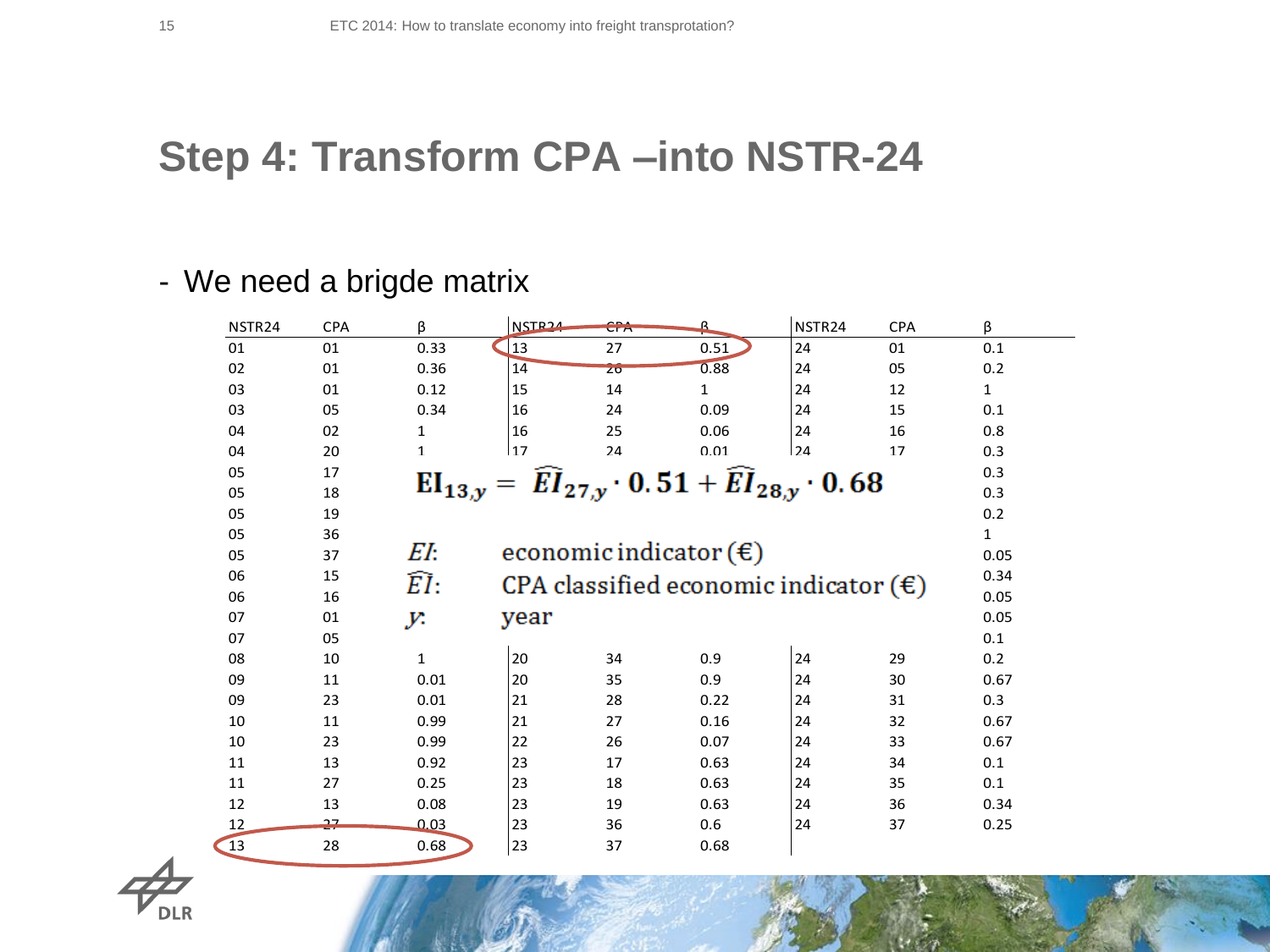# Step 4: Transform CPA –into NSTR-24

- We need a brigde matrix

| NSTR24 | CPA | β | NSTR24 | CPA | β | NSTR24 | CPA | β |
|---|---|---|---|---|---|---|---|---|
| 01 | 01 | 0.33 | 13 | 27 | 0.51 | 24 | 01 | 0.1 |
| 02 | 01 | 0.36 | 14 | 26 | 0.88 | 24 | 05 | 0.2 |
| 03 | 01 | 0.12 | 15 | 14 | 1 | 24 | 12 | 1 |
| 03 | 05 | 0.34 | 16 | 24 | 0.09 | 24 | 15 | 0.1 |
| 04 | 02 | 1 | 16 | 25 | 0.06 | 24 | 16 | 0.8 |
| 04 | 20 | 1 | 17 | 24 | 0.01 | 24 | 17 | 0.3 |
| 05 | 17 | | | | | | | 0.3 |
| 05 | 18 | | | | | | | 0.3 |
| 05 | 19 | | | | | | | 0.2 |
| 05 | 36 | | | | | | | 1 |
| 05 | 37 | | | | | | | 0.05 |
| 06 | 15 | | | | | | | 0.34 |
| 06 | 16 | | | | | | | 0.05 |
| 07 | 01 | | | | | | | 0.05 |
| 07 | 05 | | | | | | | 0.1 |
| 08 | 10 | 1 | 20 | 34 | 0.9 | 24 | 29 | 0.2 |
| 09 | 11 | 0.01 | 20 | 35 | 0.9 | 24 | 30 | 0.67 |
| 09 | 23 | 0.01 | 21 | 28 | 0.22 | 24 | 31 | 0.3 |
| 10 | 11 | 0.99 | 21 | 27 | 0.16 | 24 | 32 | 0.67 |
| 10 | 23 | 0.99 | 22 | 26 | 0.07 | 24 | 33 | 0.67 |
| 11 | 13 | 0.92 | 23 | 17 | 0.63 | 24 | 34 | 0.1 |
| 11 | 27 | 0.25 | 23 | 18 | 0.63 | 24 | 35 | 0.1 |
| 12 | 13 | 0.08 | 23 | 19 | 0.63 | 24 | 36 | 0.34 |
| 12 | 27 | 0.03 | 23 | 36 | 0.6 | 24 | 37 | 0.25 |
| 13 | 28 | 0.68 | 23 | 37 | 0.68 | | | |

$$\mathbf{EI}_{13,y} = \widehat{EI}_{27,y} \cdot 0.51 + \widehat{EI}_{28,y} \cdot 0.68$$

$EI$: economic indicator (€)

$\widehat{EI}$: CPA classified economic indicator (€)

$y$: year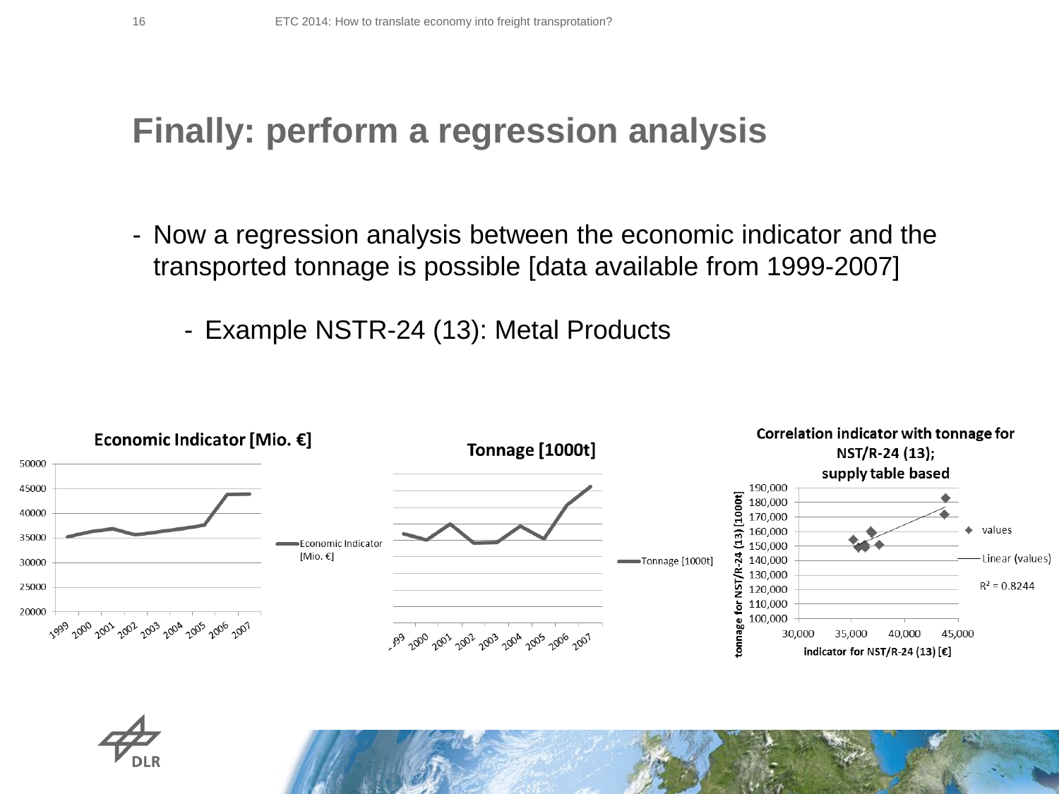# Finally: perform a regression analysis

- Now a regression analysis between the economic indicator and the transported tonnage is possible [data available from 1999-2007]
  - Example NSTR-24 (13): Metal Products

**Economic Indicator [Mio. €]**

**Tonnage [1000t]**

**Correlation indicator with tonnage for NST/R-24 (13); supply table based**

$R^2 = 0.8244$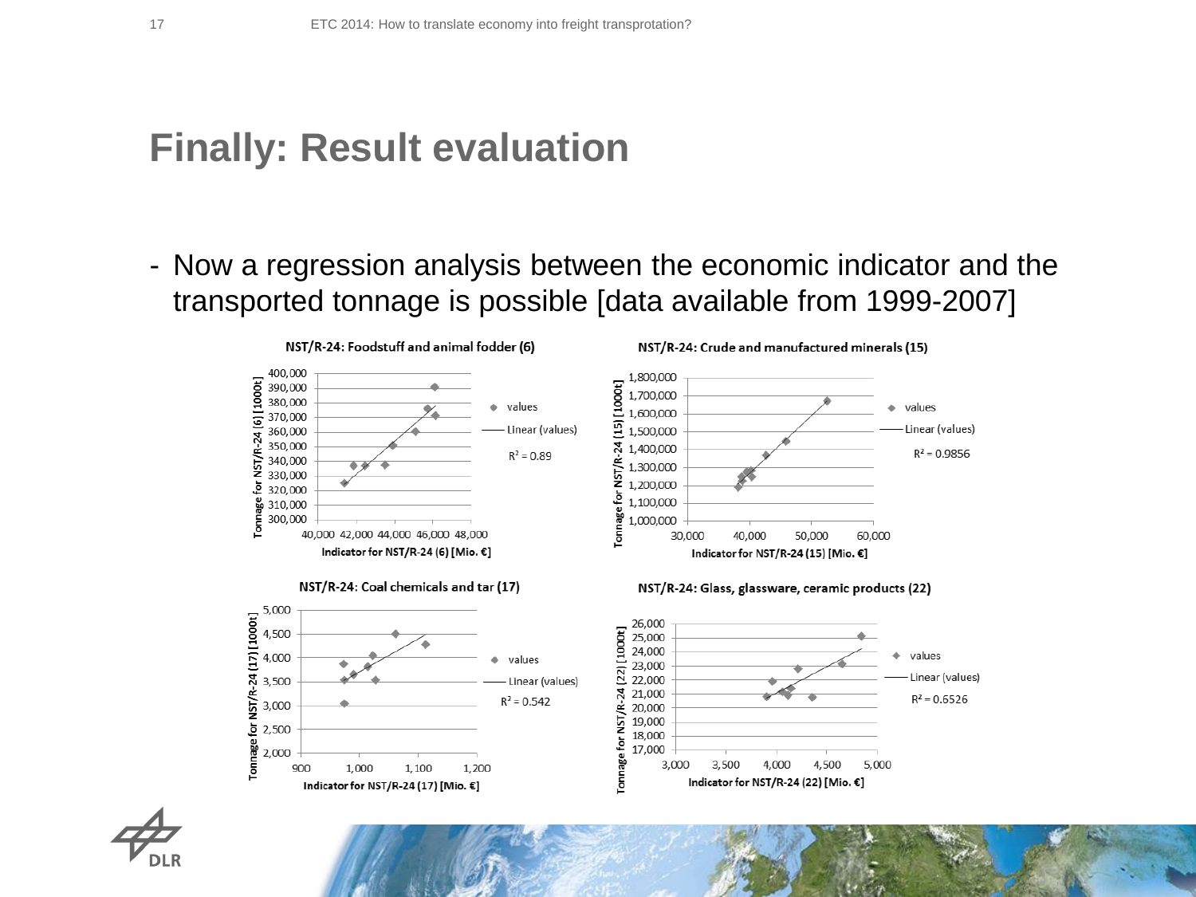# Finally: Result evaluation

- Now a regression analysis between the economic indicator and the transported tonnage is possible [data available from 1999-2007]

**NST/R-24: Foodstuff and animal fodder (6)**

Tonnage for NST/R-24 (6) [1000t] vs. Indicator for NST/R-24 (6) [Mio. €]

values — Linear (values) — $R^2 = 0.89$

**NST/R-24: Crude and manufactured minerals (15)**

Tonnage for NST/R-24 (15) [1000t] vs. Indicator for NST/R-24 (15) [Mio. €]

values — Linear (values) — $R^2 = 0.9856$

**NST/R-24: Coal chemicals and tar (17)**

Tonnage for NST/R-24 (17) [1000t] vs. Indicator for NST/R-24 (17) [Mio. €]

values — Linear (values) — $R^2 = 0.542$

**NST/R-24: Glass, glassware, ceramic products (22)**

Tonnage for NST/R-24 (22) [1000t] vs. Indicator for NST/R-24 (22) [Mio. €]

values — Linear (values) — $R^2 = 0.6526$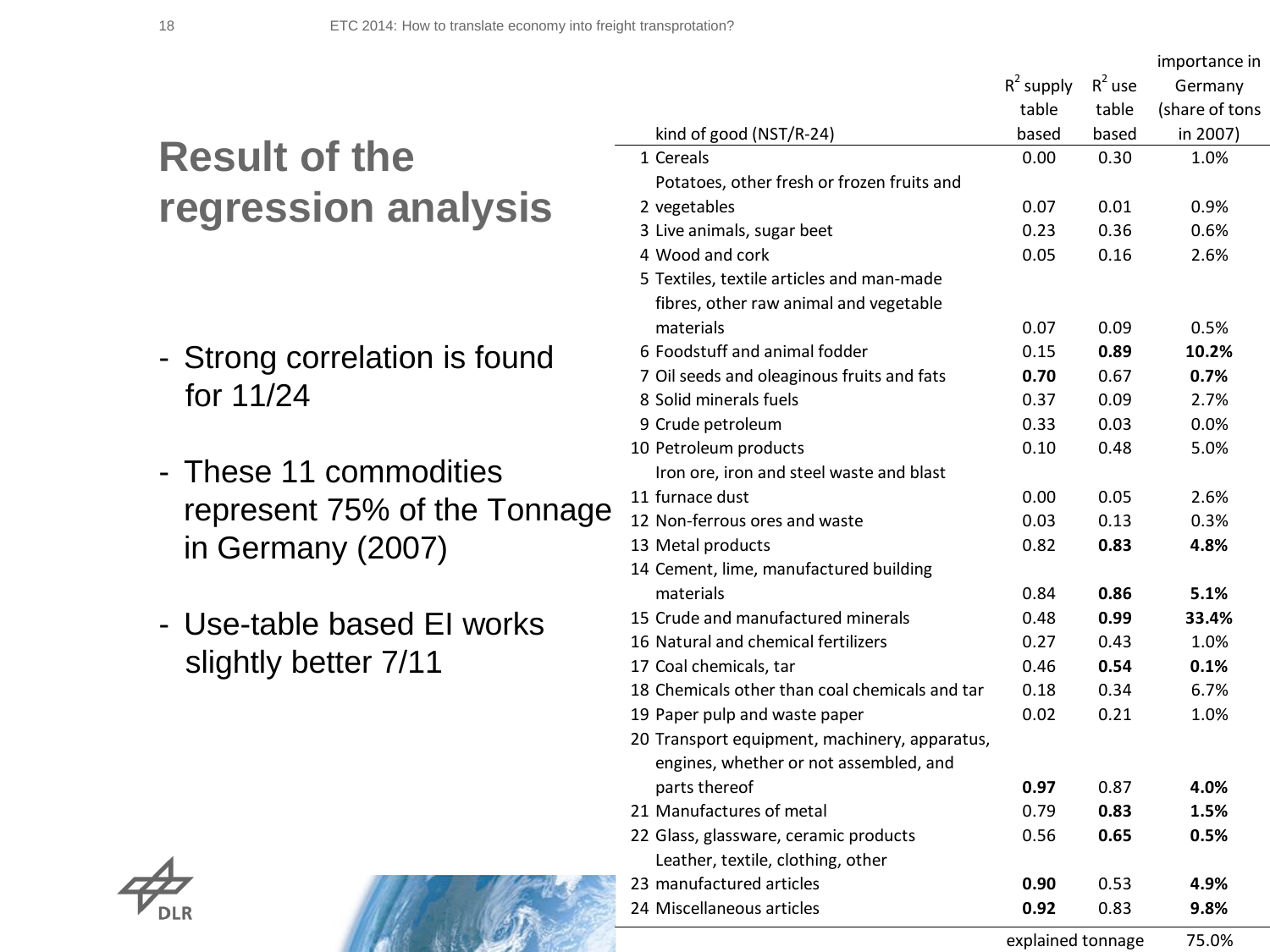# Result of the regression analysis

- Strong correlation is found for 11/24
- These 11 commodities represent 75% of the Tonnage in Germany (2007)
- Use-table based EI works slightly better 7/11

| | kind of good (NST/R-24) | $R^2$ supply table based | $R^2$ use table based | importance in Germany (share of tons in 2007) |
|---|---|---|---|---|
| 1 | Cereals | 0.00 | 0.30 | 1.0% |
| 2 | Potatoes, other fresh or frozen fruits and vegetables | 0.07 | 0.01 | 0.9% |
| 3 | Live animals, sugar beet | 0.23 | 0.36 | 0.6% |
| 4 | Wood and cork | 0.05 | 0.16 | 2.6% |
| 5 | Textiles, textile articles and man-made fibres, other raw animal and vegetable materials | 0.07 | 0.09 | 0.5% |
| 6 | Foodstuff and animal fodder | 0.15 | **0.89** | **10.2%** |
| 7 | Oil seeds and oleaginous fruits and fats | **0.70** | 0.67 | **0.7%** |
| 8 | Solid minerals fuels | 0.37 | 0.09 | 2.7% |
| 9 | Crude petroleum | 0.33 | 0.03 | 0.0% |
| 10 | Petroleum products | 0.10 | 0.48 | 5.0% |
| 11 | Iron ore, iron and steel waste and blast furnace dust | 0.00 | 0.05 | 2.6% |
| 12 | Non-ferrous ores and waste | 0.03 | 0.13 | 0.3% |
| 13 | Metal products | 0.82 | **0.83** | **4.8%** |
| 14 | Cement, lime, manufactured building materials | 0.84 | **0.86** | **5.1%** |
| 15 | Crude and manufactured minerals | 0.48 | **0.99** | **33.4%** |
| 16 | Natural and chemical fertilizers | 0.27 | 0.43 | 1.0% |
| 17 | Coal chemicals, tar | 0.46 | **0.54** | **0.1%** |
| 18 | Chemicals other than coal chemicals and tar | 0.18 | 0.34 | 6.7% |
| 19 | Paper pulp and waste paper | 0.02 | 0.21 | 1.0% |
| 20 | Transport equipment, machinery, apparatus, engines, whether or not assembled, and parts thereof | **0.97** | 0.87 | **4.0%** |
| 21 | Manufactures of metal | 0.79 | **0.83** | **1.5%** |
| 22 | Glass, glassware, ceramic products | 0.56 | **0.65** | **0.5%** |
| 23 | Leather, textile, clothing, other manufactured articles | **0.90** | 0.53 | **4.9%** |
| 24 | Miscellaneous articles | **0.92** | 0.83 | **9.8%** |
| | | explained tonnage | | 75.0% |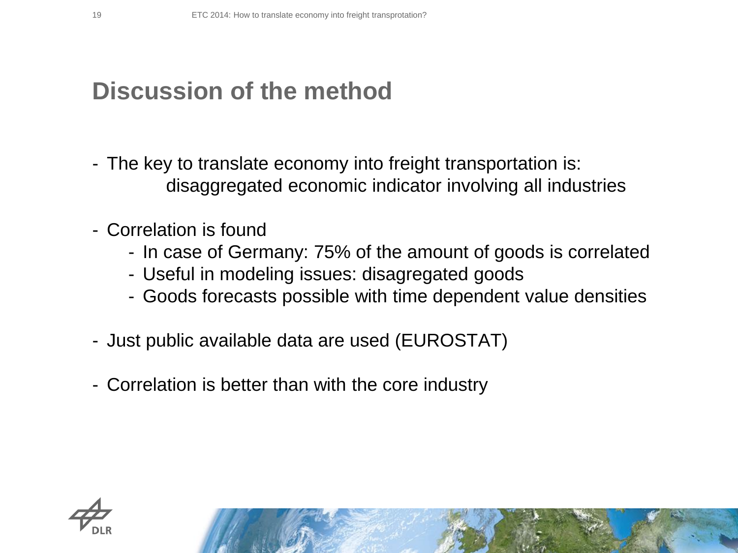# Discussion of the method

- The key to translate economy into freight transportation is:
  disaggregated economic indicator involving all industries

- Correlation is found
  - In case of Germany: 75% of the amount of goods is correlated
  - Useful in modeling issues: disagregated goods
  - Goods forecasts possible with time dependent value densities

- Just public available data are used (EUROSTAT)

- Correlation is better than with the core industry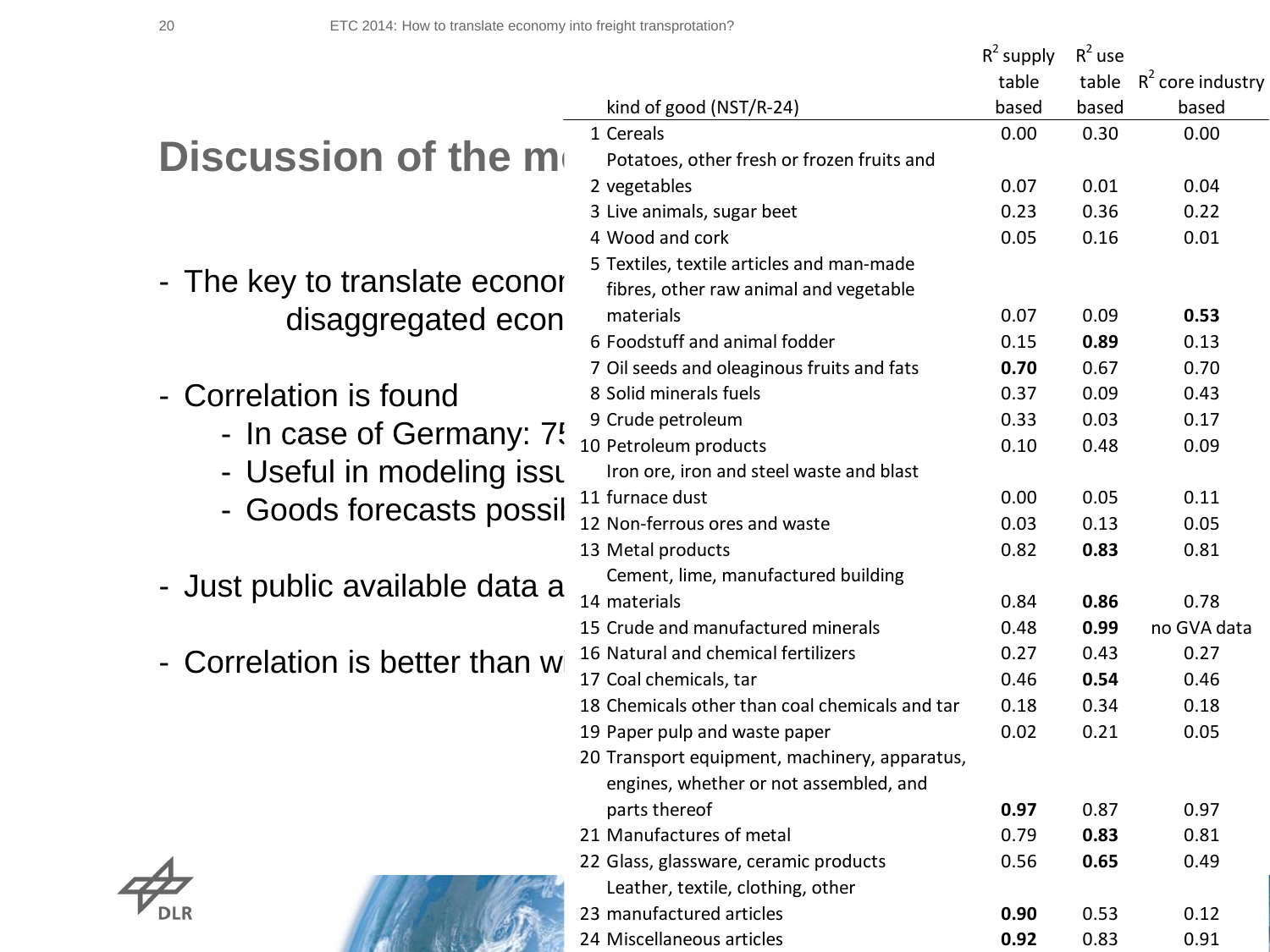# Discussion of the m

- The key to translate econor disaggregated econ
- Correlation is found
  - In case of Germany: 75
  - Useful in modeling issu
  - Goods forecasts possil
- Just public available data a
- Correlation is better than w

| | kind of good (NST/R-24) | $R^2$ supply table based | $R^2$ use table based | $R^2$ core industry based |
|---|---|---|---|---|
| 1 | Cereals | 0.00 | 0.30 | 0.00 |
| 2 | Potatoes, other fresh or frozen fruits and vegetables | 0.07 | 0.01 | 0.04 |
| 3 | Live animals, sugar beet | 0.23 | 0.36 | 0.22 |
| 4 | Wood and cork | 0.05 | 0.16 | 0.01 |
| 5 | Textiles, textile articles and man-made fibres, other raw animal and vegetable materials | 0.07 | 0.09 | **0.53** |
| 6 | Foodstuff and animal fodder | 0.15 | **0.89** | 0.13 |
| 7 | Oil seeds and oleaginous fruits and fats | **0.70** | 0.67 | 0.70 |
| 8 | Solid minerals fuels | 0.37 | 0.09 | 0.43 |
| 9 | Crude petroleum | 0.33 | 0.03 | 0.17 |
| 10 | Petroleum products | 0.10 | 0.48 | 0.09 |
| 11 | Iron ore, iron and steel waste and blast furnace dust | 0.00 | 0.05 | 0.11 |
| 12 | Non-ferrous ores and waste | 0.03 | 0.13 | 0.05 |
| 13 | Metal products | 0.82 | **0.83** | 0.81 |
| 14 | Cement, lime, manufactured building materials | 0.84 | **0.86** | 0.78 |
| 15 | Crude and manufactured minerals | 0.48 | **0.99** | no GVA data |
| 16 | Natural and chemical fertilizers | 0.27 | 0.43 | 0.27 |
| 17 | Coal chemicals, tar | 0.46 | **0.54** | 0.46 |
| 18 | Chemicals other than coal chemicals and tar | 0.18 | 0.34 | 0.18 |
| 19 | Paper pulp and waste paper | 0.02 | 0.21 | 0.05 |
| 20 | Transport equipment, machinery, apparatus, engines, whether or not assembled, and parts thereof | **0.97** | 0.87 | 0.97 |
| 21 | Manufactures of metal | 0.79 | **0.83** | 0.81 |
| 22 | Glass, glassware, ceramic products | 0.56 | **0.65** | 0.49 |
| 23 | Leather, textile, clothing, other manufactured articles | **0.90** | 0.53 | 0.12 |
| 24 | Miscellaneous articles | **0.92** | 0.83 | 0.91 |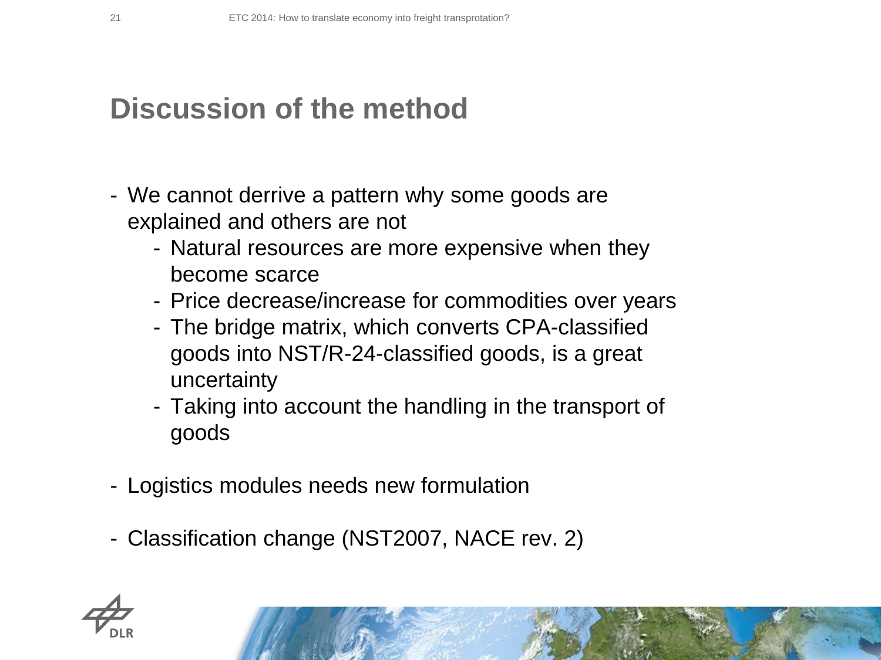# Discussion of the method

- We cannot derrive a pattern why some goods are explained and others are not
  - Natural resources are more expensive when they become scarce
  - Price decrease/increase for commodities over years
  - The bridge matrix, which converts CPA-classified goods into NST/R-24-classified goods, is a great uncertainty
  - Taking into account the handling in the transport of goods
- Logistics modules needs new formulation
- Classification change (NST2007, NACE rev. 2)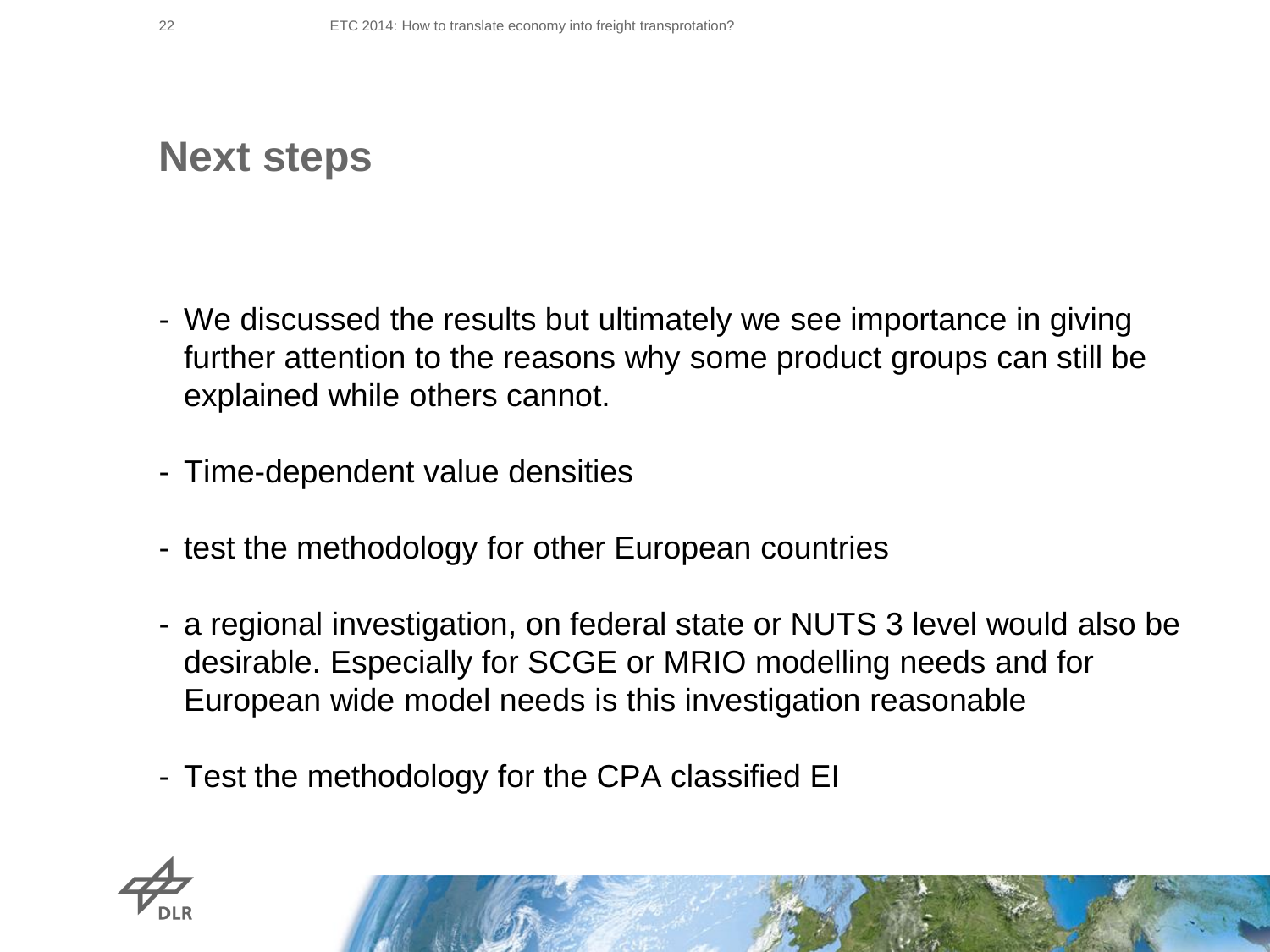# Next steps

- We discussed the results but ultimately we see importance in giving further attention to the reasons why some product groups can still be explained while others cannot.

- Time-dependent value densities

- test the methodology for other European countries

- a regional investigation, on federal state or NUTS 3 level would also be desirable. Especially for SCGE or MRIO modelling needs and for European wide model needs is this investigation reasonable

- Test the methodology for the CPA classified EI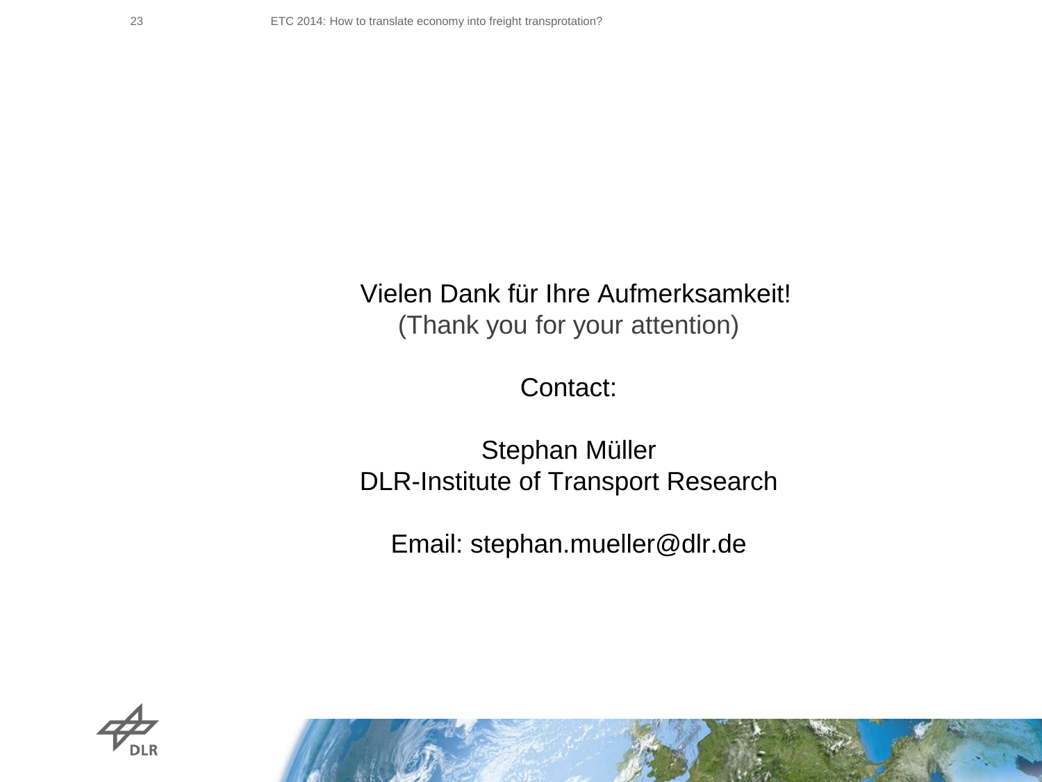Vielen Dank für Ihre Aufmerksamkeit!
(Thank you for your attention)

Contact:

Stephan Müller
DLR-Institute of Transport Research

Email: stephan.mueller@dlr.de